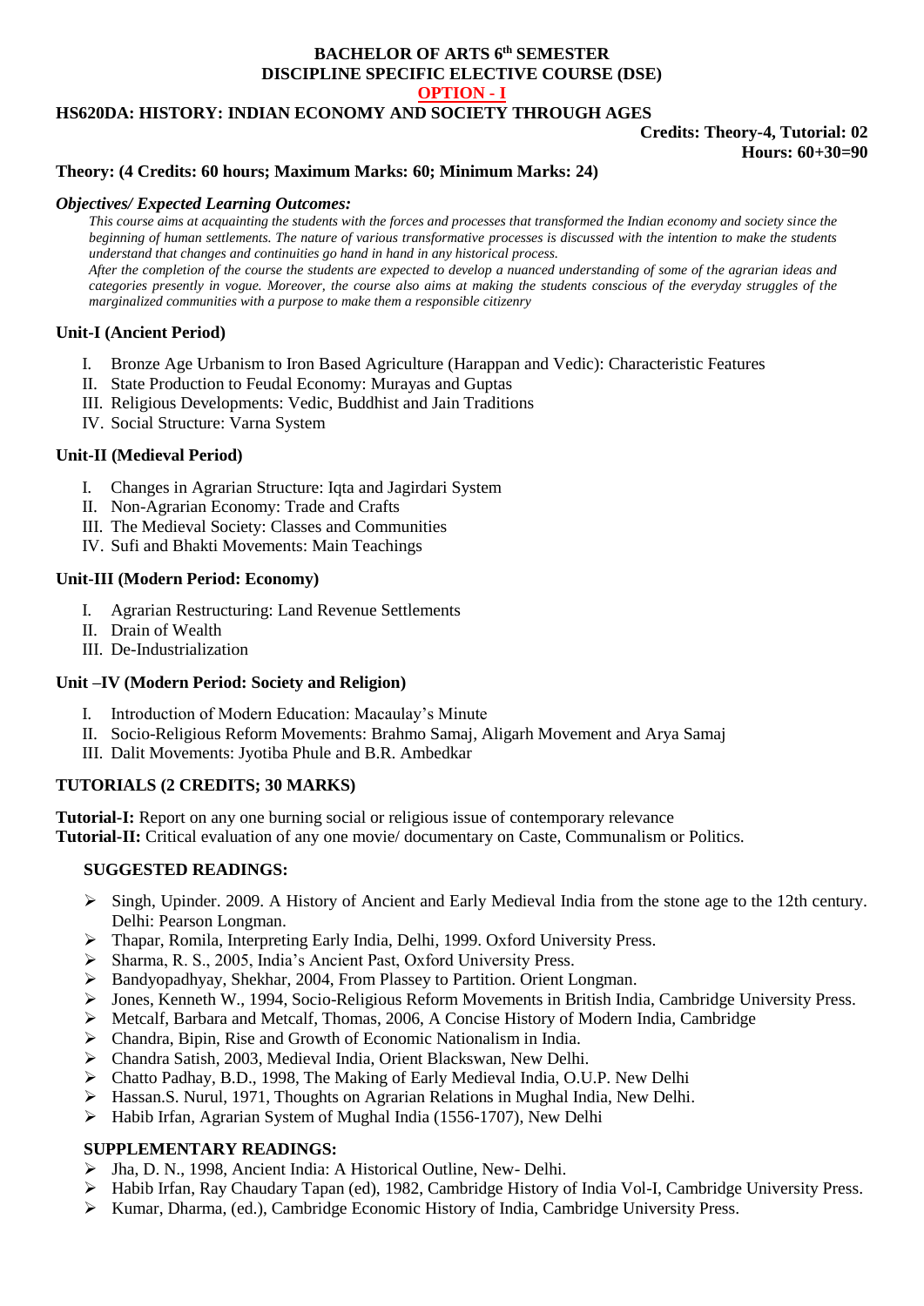**BACHELOR OF ARTS 6th SEMESTER**
**DISCIPLINE SPECIFIC ELECTIVE COURSE (DSE)**
**OPTION - I**

# HS620DA: HISTORY: INDIAN ECONOMY AND SOCIETY THROUGH AGES

**Credits: Theory-4, Tutorial: 02**
**Hours: 60+30=90**

**Theory: (4 Credits: 60 hours; Maximum Marks: 60; Minimum Marks: 24)**

***Objectives/ Expected Learning Outcomes:***

*This course aims at acquainting the students with the forces and processes that transformed the Indian economy and society since the beginning of human settlements. The nature of various transformative processes is discussed with the intention to make the students understand that changes and continuities go hand in hand in any historical process.*

*After the completion of the course the students are expected to develop a nuanced understanding of some of the agrarian ideas and categories presently in vogue. Moreover, the course also aims at making the students conscious of the everyday struggles of the marginalized communities with a purpose to make them a responsible citizenry*

## Unit-I (Ancient Period)

I. Bronze Age Urbanism to Iron Based Agriculture (Harappan and Vedic): Characteristic Features
II. State Production to Feudal Economy: Murayas and Guptas
III. Religious Developments: Vedic, Buddhist and Jain Traditions
IV. Social Structure: Varna System

## Unit-II (Medieval Period)

I. Changes in Agrarian Structure: Iqta and Jagirdari System
II. Non-Agrarian Economy: Trade and Crafts
III. The Medieval Society: Classes and Communities
IV. Sufi and Bhakti Movements: Main Teachings

## Unit-III (Modern Period: Economy)

I. Agrarian Restructuring: Land Revenue Settlements
II. Drain of Wealth
III. De-Industrialization

## Unit –IV (Modern Period: Society and Religion)

I. Introduction of Modern Education: Macaulay's Minute
II. Socio-Religious Reform Movements: Brahmo Samaj, Aligarh Movement and Arya Samaj
III. Dalit Movements: Jyotiba Phule and B.R. Ambedkar

## TUTORIALS (2 CREDITS; 30 MARKS)

**Tutorial-I:** Report on any one burning social or religious issue of contemporary relevance
**Tutorial-II:** Critical evaluation of any one movie/ documentary on Caste, Communalism or Politics.

### SUGGESTED READINGS:

- Singh, Upinder. 2009. A History of Ancient and Early Medieval India from the stone age to the 12th century. Delhi: Pearson Longman.
- Thapar, Romila, Interpreting Early India, Delhi, 1999. Oxford University Press.
- Sharma, R. S., 2005, India's Ancient Past, Oxford University Press.
- Bandyopadhyay, Shekhar, 2004, From Plassey to Partition. Orient Longman.
- Jones, Kenneth W., 1994, Socio-Religious Reform Movements in British India, Cambridge University Press.
- Metcalf, Barbara and Metcalf, Thomas, 2006, A Concise History of Modern India, Cambridge
- Chandra, Bipin, Rise and Growth of Economic Nationalism in India.
- Chandra Satish, 2003, Medieval India, Orient Blackswan, New Delhi.
- Chatto Padhay, B.D., 1998, The Making of Early Medieval India, O.U.P. New Delhi
- Hassan.S. Nurul, 1971, Thoughts on Agrarian Relations in Mughal India, New Delhi.
- Habib Irfan, Agrarian System of Mughal India (1556-1707), New Delhi

### SUPPLEMENTARY READINGS:

- Jha, D. N., 1998, Ancient India: A Historical Outline, New- Delhi.
- Habib Irfan, Ray Chaudary Tapan (ed), 1982, Cambridge History of India Vol-I, Cambridge University Press.
- Kumar, Dharma, (ed.), Cambridge Economic History of India, Cambridge University Press.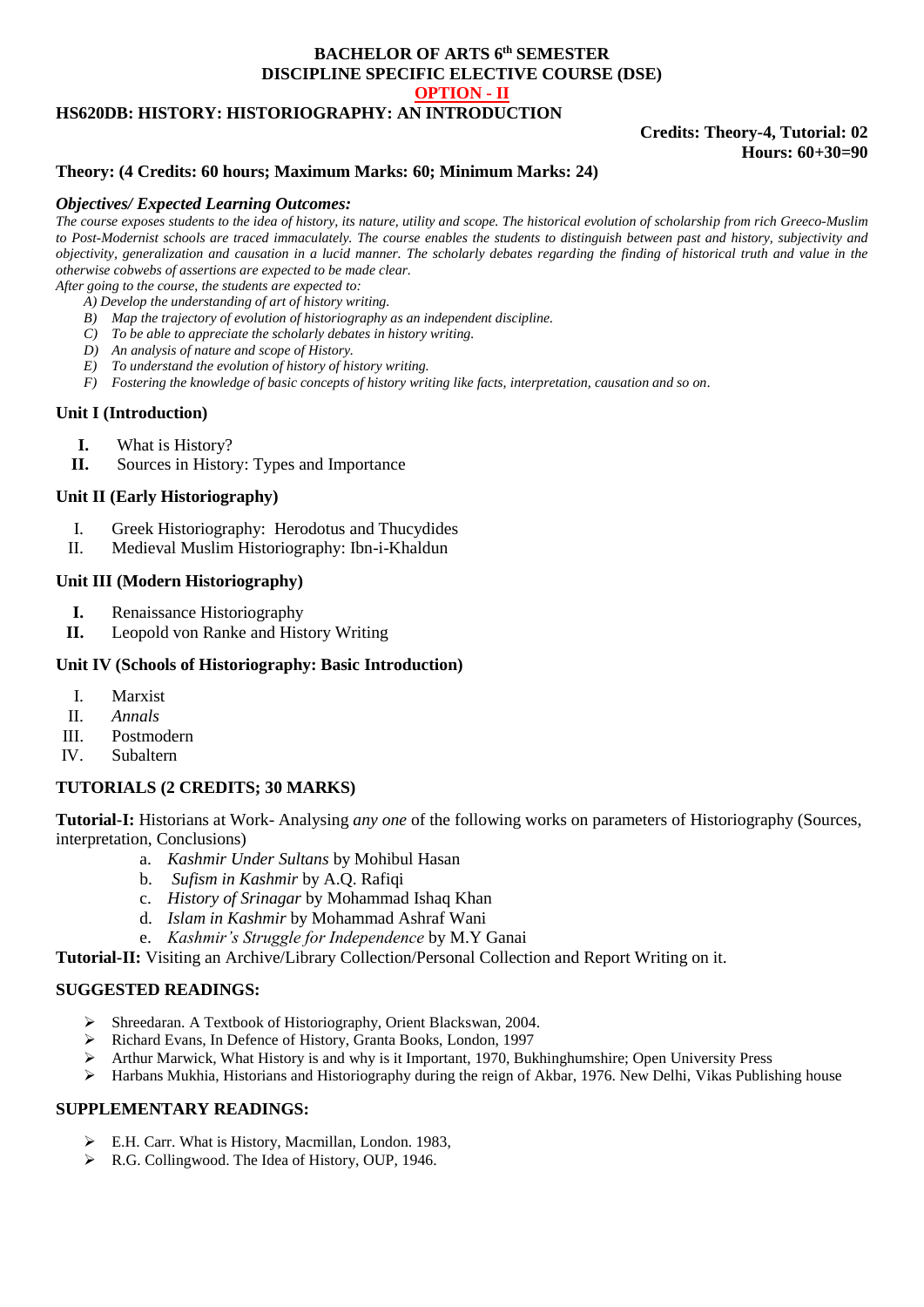**BACHELOR OF ARTS 6th SEMESTER**
**DISCIPLINE SPECIFIC ELECTIVE COURSE (DSE)**
**OPTION - II**

**HS620DB: HISTORY: HISTORIOGRAPHY: AN INTRODUCTION**

**Credits: Theory-4, Tutorial: 02**
**Hours: 60+30=90**

**Theory: (4 Credits: 60 hours; Maximum Marks: 60; Minimum Marks: 24)**

### *Objectives/ Expected Learning Outcomes:*

*The course exposes students to the idea of history, its nature, utility and scope. The historical evolution of scholarship from rich Greeco-Muslim to Post-Modernist schools are traced immaculately. The course enables the students to distinguish between past and history, subjectivity and objectivity, generalization and causation in a lucid manner. The scholarly debates regarding the finding of historical truth and value in the otherwise cobwebs of assertions are expected to be made clear.*

*After going to the course, the students are expected to:*

- *A) Develop the understanding of art of history writing.*
- *B) Map the trajectory of evolution of historiography as an independent discipline.*
- *C) To be able to appreciate the scholarly debates in history writing.*
- *D) An analysis of nature and scope of History.*
- *E) To understand the evolution of history of history writing.*
- *F) Fostering the knowledge of basic concepts of history writing like facts, interpretation, causation and so on.*

### Unit I (Introduction)

- **I.** What is History?
- **II.** Sources in History: Types and Importance

### Unit II (Early Historiography)

- I. Greek Historiography: Herodotus and Thucydides
- II. Medieval Muslim Historiography: Ibn-i-Khaldun

### Unit III (Modern Historiography)

- **I.** Renaissance Historiography
- **II.** Leopold von Ranke and History Writing

### Unit IV (Schools of Historiography: Basic Introduction)

- I. Marxist
- II. *Annals*
- III. Postmodern
- IV. Subaltern

### TUTORIALS (2 CREDITS; 30 MARKS)

**Tutorial-I:** Historians at Work- Analysing *any one* of the following works on parameters of Historiography (Sources, interpretation, Conclusions)

- a. *Kashmir Under Sultans* by Mohibul Hasan
- b. *Sufism in Kashmir* by A.Q. Rafiqi
- c. *History of Srinagar* by Mohammad Ishaq Khan
- d. *Islam in Kashmir* by Mohammad Ashraf Wani
- e. *Kashmir's Struggle for Independence* by M.Y Ganai

**Tutorial-II:** Visiting an Archive/Library Collection/Personal Collection and Report Writing on it.

### SUGGESTED READINGS:

- Shreedaran. A Textbook of Historiography, Orient Blackswan, 2004.
- Richard Evans, In Defence of History, Granta Books, London, 1997
- Arthur Marwick, What History is and why is it Important, 1970, Bukhinghumshire; Open University Press
- Harbans Mukhia, Historians and Historiography during the reign of Akbar, 1976. New Delhi, Vikas Publishing house

### SUPPLEMENTARY READINGS:

- E.H. Carr. What is History, Macmillan, London. 1983,
- R.G. Collingwood. The Idea of History, OUP, 1946.